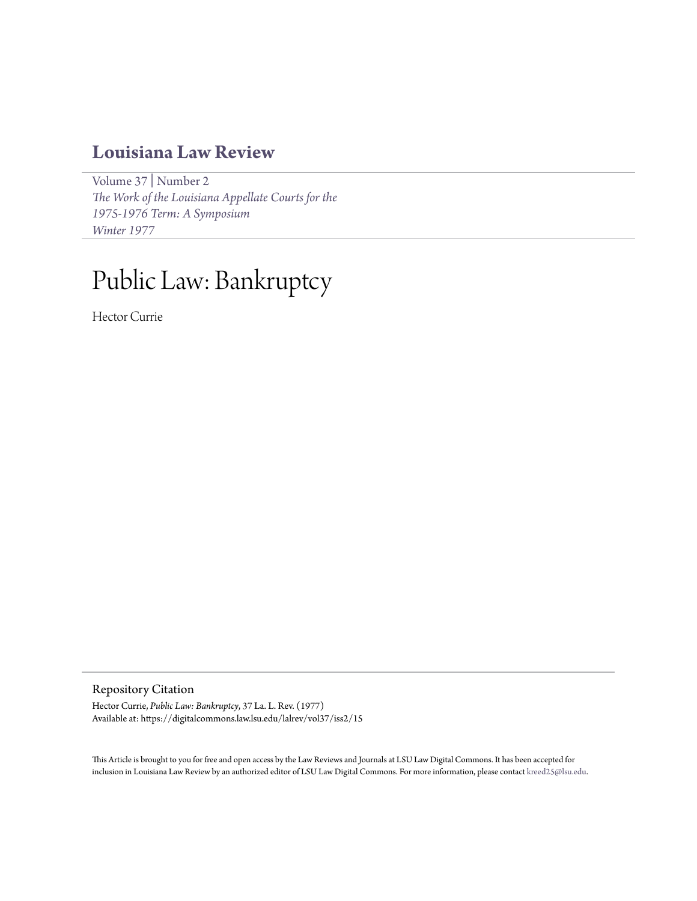# Louisiana Law Review

Volume 37 | Number 2
*The Work of the Louisiana Appellate Courts for the 1975-1976 Term: A Symposium*
*Winter 1977*

# Public Law: Bankruptcy

Hector Currie

## Repository Citation

Hector Currie, *Public Law: Bankruptcy*, 37 La. L. Rev. (1977)
Available at: https://digitalcommons.law.lsu.edu/lalrev/vol37/iss2/15

This Article is brought to you for free and open access by the Law Reviews and Journals at LSU Law Digital Commons. It has been accepted for inclusion in Louisiana Law Review by an authorized editor of LSU Law Digital Commons. For more information, please contact kreed25@lsu.edu.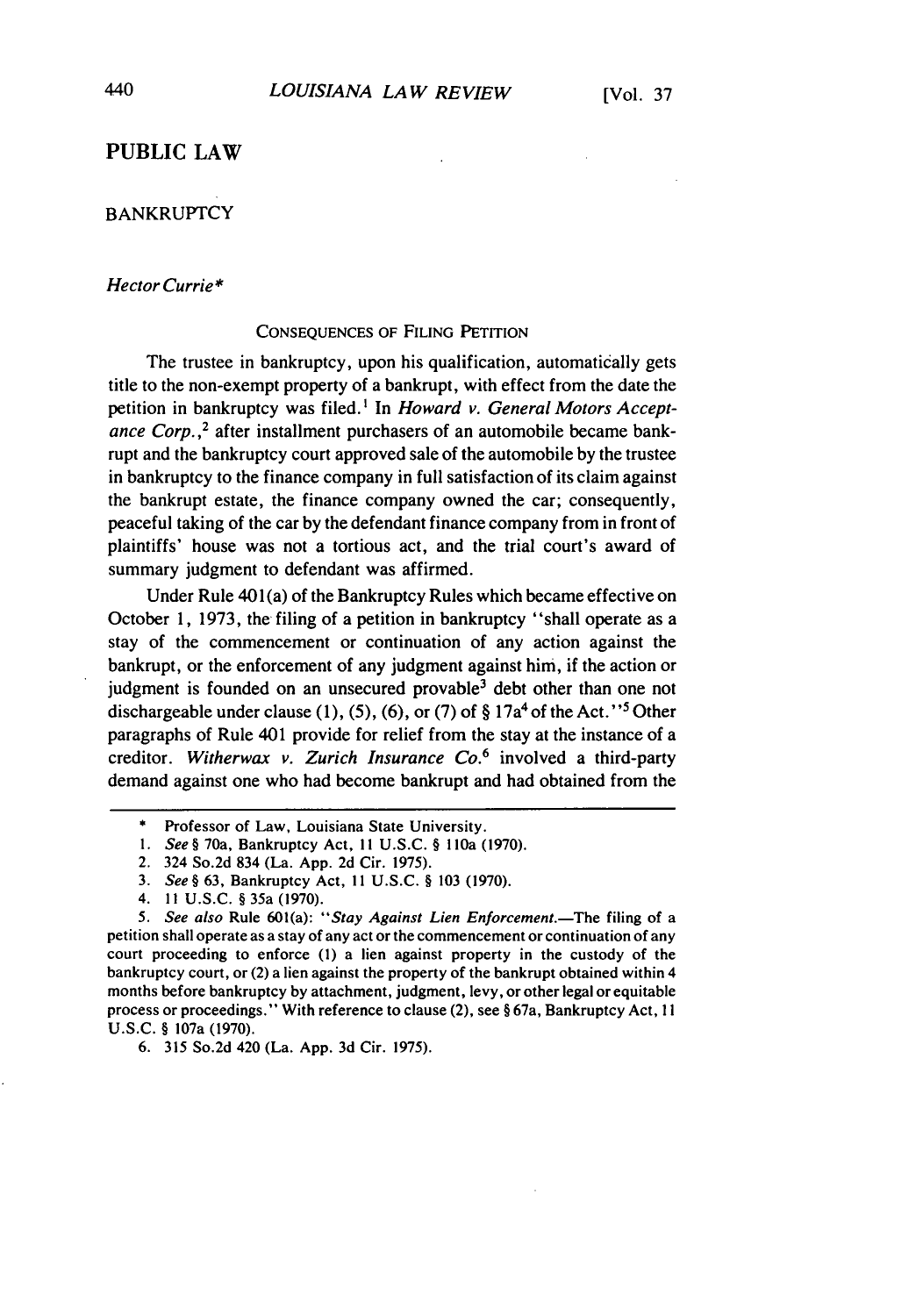## PUBLIC LAW

### BANKRUPTCY

*Hector Currie**

CONSEQUENCES OF FILING PETITION

The trustee in bankruptcy, upon his qualification, automatically gets title to the non-exempt property of a bankrupt, with effect from the date the petition in bankruptcy was filed.[1] In *Howard v. General Motors Acceptance Corp.*,[2] after installment purchasers of an automobile became bankrupt and the bankruptcy court approved sale of the automobile by the trustee in bankruptcy to the finance company in full satisfaction of its claim against the bankrupt estate, the finance company owned the car; consequently, peaceful taking of the car by the defendant finance company from in front of plaintiffs' house was not a tortious act, and the trial court's award of summary judgment to defendant was affirmed.

Under Rule 401(a) of the Bankruptcy Rules which became effective on October 1, 1973, the filing of a petition in bankruptcy "shall operate as a stay of the commencement or continuation of any action against the bankrupt, or the enforcement of any judgment against him, if the action or judgment is founded on an unsecured provable[3] debt other than one not dischargeable under clause (1), (5), (6), or (7) of § 17a[4] of the Act."[5] Other paragraphs of Rule 401 provide for relief from the stay at the instance of a creditor. *Witherwax v. Zurich Insurance Co.*[6] involved a third-party demand against one who had become bankrupt and had obtained from the

---

\* Professor of Law, Louisiana State University.

1. *See* § 70a, Bankruptcy Act, 11 U.S.C. § 110a (1970).

2. 324 So.2d 834 (La. App. 2d Cir. 1975).

3. *See* § 63, Bankruptcy Act, 11 U.S.C. § 103 (1970).

4. 11 U.S.C. § 35a (1970).

5. *See also* Rule 601(a): "*Stay Against Lien Enforcement*.—The filing of a petition shall operate as a stay of any act or the commencement or continuation of any court proceeding to enforce (1) a lien against property in the custody of the bankruptcy court, or (2) a lien against the property of the bankrupt obtained within 4 months before bankruptcy by attachment, judgment, levy, or other legal or equitable process or proceedings." With reference to clause (2), see § 67a, Bankruptcy Act, 11 U.S.C. § 107a (1970).

6. 315 So.2d 420 (La. App. 3d Cir. 1975).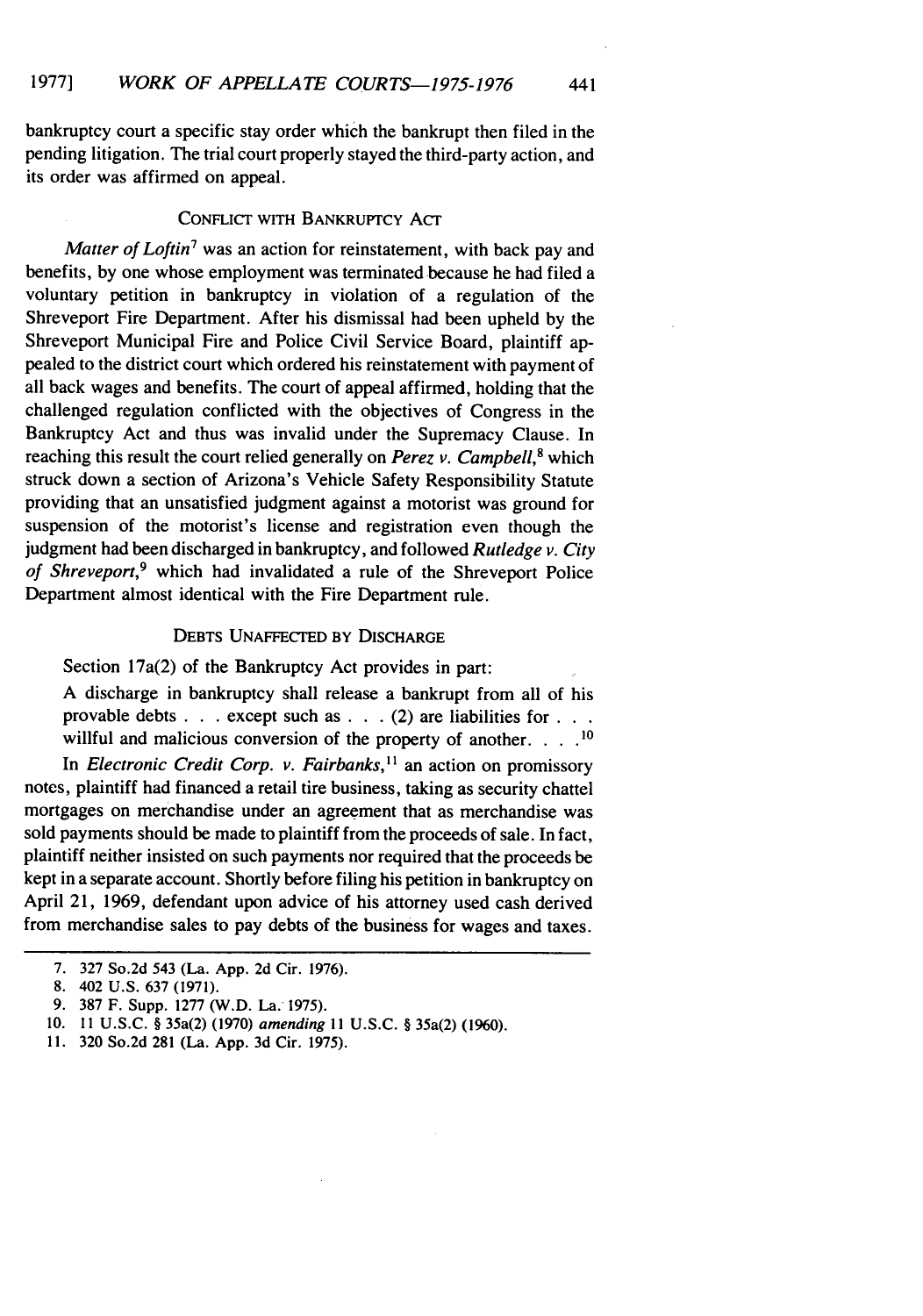bankruptcy court a specific stay order which the bankrupt then filed in the pending litigation. The trial court properly stayed the third-party action, and its order was affirmed on appeal.

### CONFLICT WITH BANKRUPTCY ACT

*Matter of Loftin*[7] was an action for reinstatement, with back pay and benefits, by one whose employment was terminated because he had filed a voluntary petition in bankruptcy in violation of a regulation of the Shreveport Fire Department. After his dismissal had been upheld by the Shreveport Municipal Fire and Police Civil Service Board, plaintiff appealed to the district court which ordered his reinstatement with payment of all back wages and benefits. The court of appeal affirmed, holding that the challenged regulation conflicted with the objectives of Congress in the Bankruptcy Act and thus was invalid under the Supremacy Clause. In reaching this result the court relied generally on *Perez v. Campbell*,[8] which struck down a section of Arizona's Vehicle Safety Responsibility Statute providing that an unsatisfied judgment against a motorist was ground for suspension of the motorist's license and registration even though the judgment had been discharged in bankruptcy, and followed *Rutledge v. City of Shreveport*,[9] which had invalidated a rule of the Shreveport Police Department almost identical with the Fire Department rule.

### DEBTS UNAFFECTED BY DISCHARGE

Section 17a(2) of the Bankruptcy Act provides in part:

> A discharge in bankruptcy shall release a bankrupt from all of his provable debts . . . except such as . . . (2) are liabilities for . . . willful and malicious conversion of the property of another. . . .[10]

In *Electronic Credit Corp. v. Fairbanks*,[11] an action on promissory notes, plaintiff had financed a retail tire business, taking as security chattel mortgages on merchandise under an agreement that as merchandise was sold payments should be made to plaintiff from the proceeds of sale. In fact, plaintiff neither insisted on such payments nor required that the proceeds be kept in a separate account. Shortly before filing his petition in bankruptcy on April 21, 1969, defendant upon advice of his attorney used cash derived from merchandise sales to pay debts of the business for wages and taxes.

---

7. 327 So.2d 543 (La. App. 2d Cir. 1976).
8. 402 U.S. 637 (1971).
9. 387 F. Supp. 1277 (W.D. La. 1975).
10. 11 U.S.C. § 35a(2) (1970) *amending* 11 U.S.C. § 35a(2) (1960).
11. 320 So.2d 281 (La. App. 3d Cir. 1975).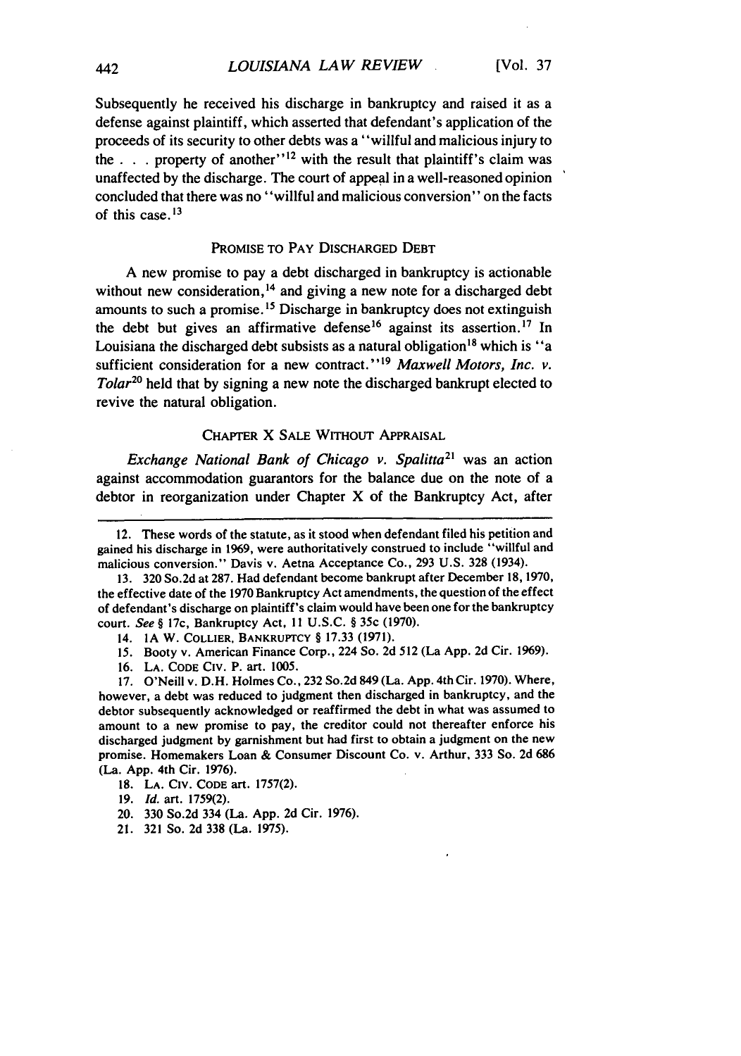Subsequently he received his discharge in bankruptcy and raised it as a defense against plaintiff, which asserted that defendant's application of the proceeds of its security to other debts was a "willful and malicious injury to the . . . property of another"[12] with the result that plaintiff's claim was unaffected by the discharge. The court of appeal in a well-reasoned opinion concluded that there was no "willful and malicious conversion" on the facts of this case.[13]

## PROMISE TO PAY DISCHARGED DEBT

A new promise to pay a debt discharged in bankruptcy is actionable without new consideration,[14] and giving a new note for a discharged debt amounts to such a promise.[15] Discharge in bankruptcy does not extinguish the debt but gives an affirmative defense[16] against its assertion.[17] In Louisiana the discharged debt subsists as a natural obligation[18] which is "a sufficient consideration for a new contract."[19] *Maxwell Motors, Inc. v. Tolar*[20] held that by signing a new note the discharged bankrupt elected to revive the natural obligation.

## CHAPTER X SALE WITHOUT APPRAISAL

*Exchange National Bank of Chicago v. Spalitta*[21] was an action against accommodation guarantors for the balance due on the note of a debtor in reorganization under Chapter X of the Bankruptcy Act, after

---

12. These words of the statute, as it stood when defendant filed his petition and gained his discharge in 1969, were authoritatively construed to include "willful and malicious conversion." Davis v. Aetna Acceptance Co., 293 U.S. 328 (1934).

13. 320 So.2d at 287. Had defendant become bankrupt after December 18, 1970, the effective date of the 1970 Bankruptcy Act amendments, the question of the effect of defendant's discharge on plaintiff's claim would have been one for the bankruptcy court. *See* § 17c, Bankruptcy Act, 11 U.S.C. § 35c (1970).

14. 1A W. COLLIER, BANKRUPTCY § 17.33 (1971).

15. Booty v. American Finance Corp., 224 So. 2d 512 (La App. 2d Cir. 1969).

16. LA. CODE CIV. P. art. 1005.

17. O'Neill v. D.H. Holmes Co., 232 So.2d 849 (La. App. 4th Cir. 1970). Where, however, a debt was reduced to judgment then discharged in bankruptcy, and the debtor subsequently acknowledged or reaffirmed the debt in what was assumed to amount to a new promise to pay, the creditor could not thereafter enforce his discharged judgment by garnishment but had first to obtain a judgment on the new promise. Homemakers Loan & Consumer Discount Co. v. Arthur, 333 So. 2d 686 (La. App. 4th Cir. 1976).

18. LA. CIV. CODE art. 1757(2).

19. *Id.* art. 1759(2).

20. 330 So.2d 334 (La. App. 2d Cir. 1976).

21. 321 So. 2d 338 (La. 1975).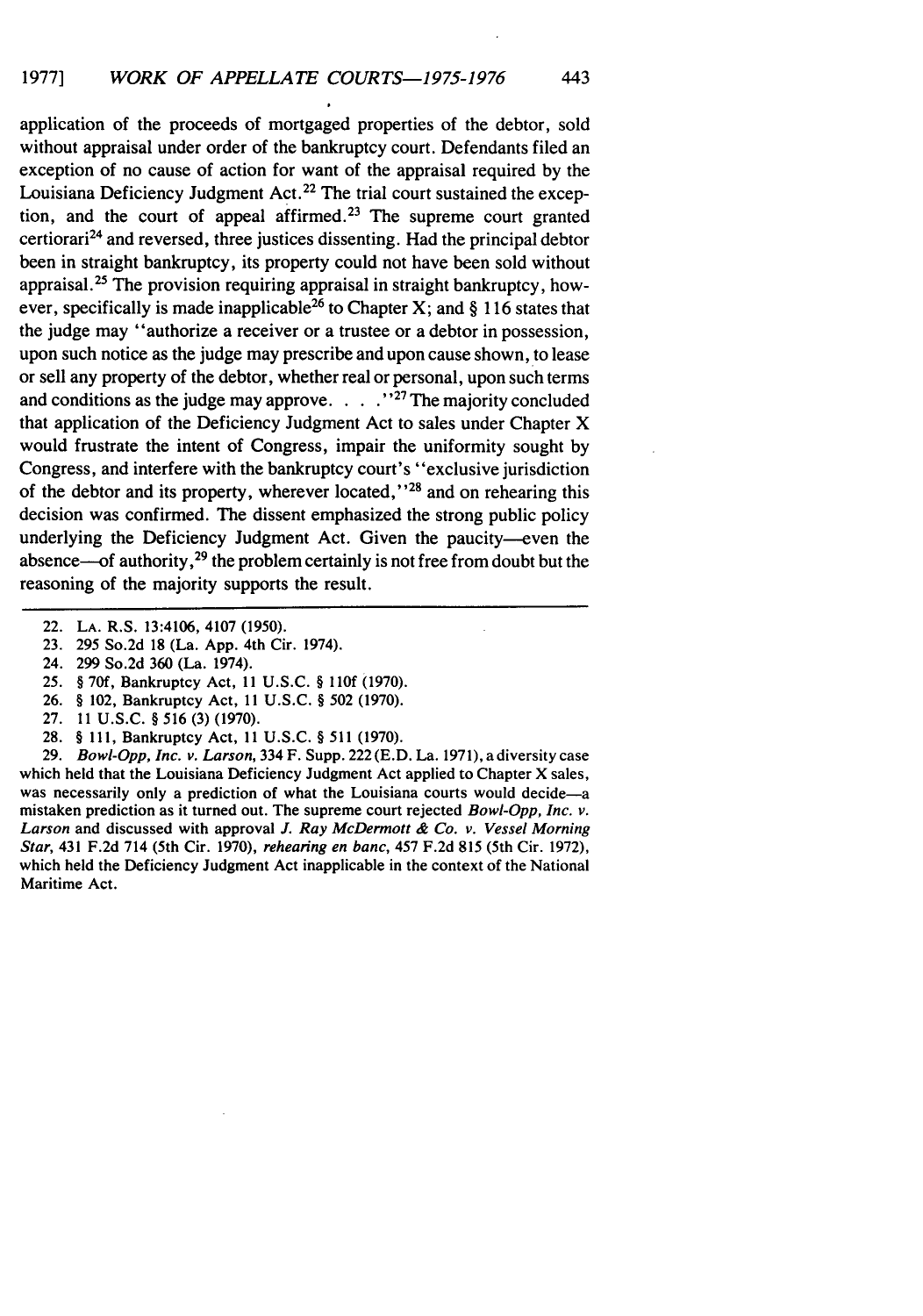application of the proceeds of mortgaged properties of the debtor, sold without appraisal under order of the bankruptcy court. Defendants filed an exception of no cause of action for want of the appraisal required by the Louisiana Deficiency Judgment Act.[22] The trial court sustained the exception, and the court of appeal affirmed.[23] The supreme court granted certiorari[24] and reversed, three justices dissenting. Had the principal debtor been in straight bankruptcy, its property could not have been sold without appraisal.[25] The provision requiring appraisal in straight bankruptcy, however, specifically is made inapplicable[26] to Chapter X; and § 116 states that the judge may "authorize a receiver or a trustee or a debtor in possession, upon such notice as the judge may prescribe and upon cause shown, to lease or sell any property of the debtor, whether real or personal, upon such terms and conditions as the judge may approve. . . ."[27] The majority concluded that application of the Deficiency Judgment Act to sales under Chapter X would frustrate the intent of Congress, impair the uniformity sought by Congress, and interfere with the bankruptcy court's "exclusive jurisdiction of the debtor and its property, wherever located,"[28] and on rehearing this decision was confirmed. The dissent emphasized the strong public policy underlying the Deficiency Judgment Act. Given the paucity—even the absence—of authority,[29] the problem certainly is not free from doubt but the reasoning of the majority supports the result.

---

22. LA. R.S. 13:4106, 4107 (1950).

23. 295 So.2d 18 (La. App. 4th Cir. 1974).

24. 299 So.2d 360 (La. 1974).

25. § 70f, Bankruptcy Act, 11 U.S.C. § 110f (1970).

26. § 102, Bankruptcy Act, 11 U.S.C. § 502 (1970).

27. 11 U.S.C. § 516 (3) (1970).

28. § 111, Bankruptcy Act, 11 U.S.C. § 511 (1970).

29. *Bowl-Opp, Inc. v. Larson*, 334 F. Supp. 222 (E.D. La. 1971), a diversity case which held that the Louisiana Deficiency Judgment Act applied to Chapter X sales, was necessarily only a prediction of what the Louisiana courts would decide—a mistaken prediction as it turned out. The supreme court rejected *Bowl-Opp, Inc. v. Larson* and discussed with approval *J. Ray McDermott & Co. v. Vessel Morning Star*, 431 F.2d 714 (5th Cir. 1970), *rehearing en banc*, 457 F.2d 815 (5th Cir. 1972), which held the Deficiency Judgment Act inapplicable in the context of the National Maritime Act.